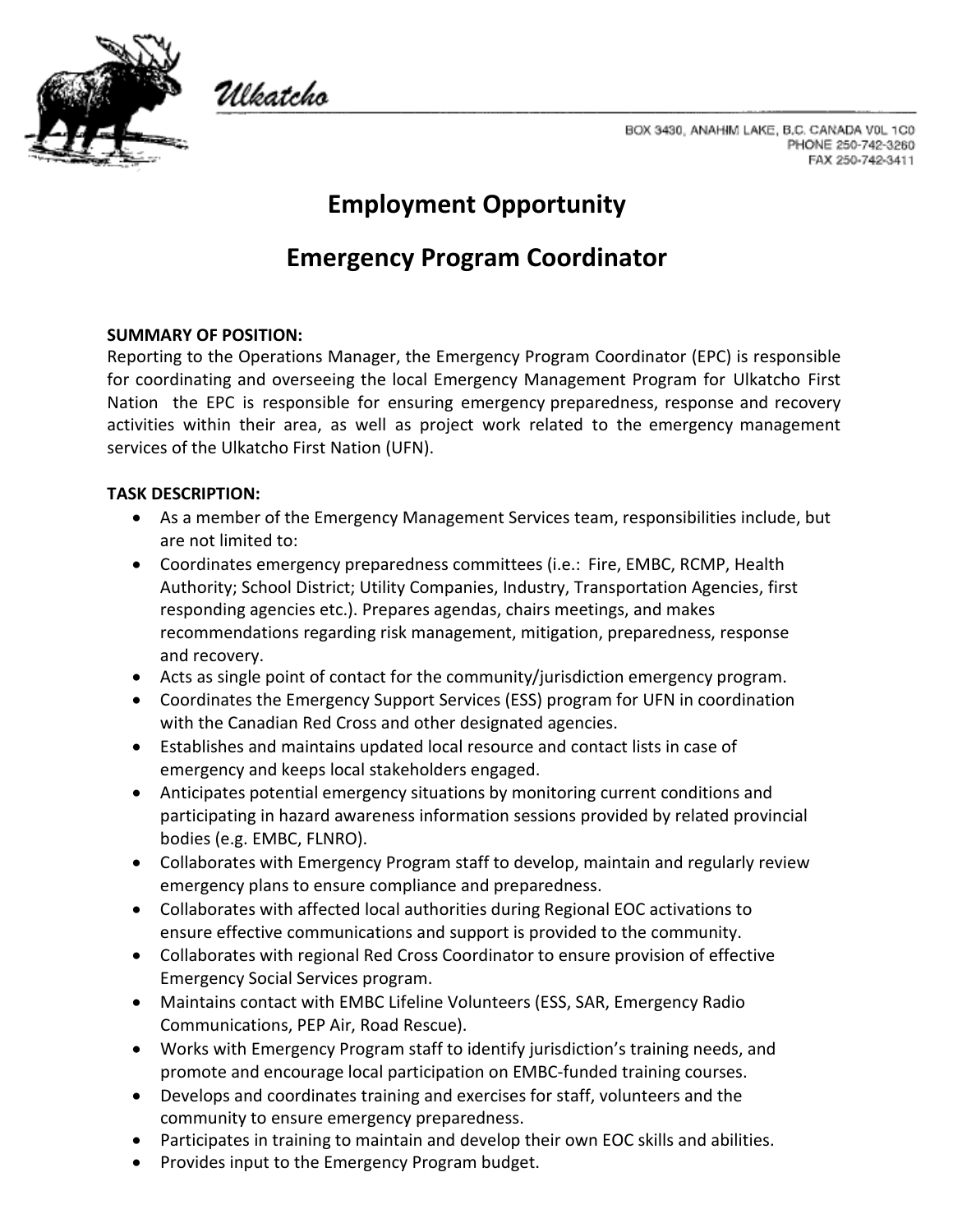Ulkatcho

BOX 3430, ANAHIM LAKE, B.C. CANADA V0L 1C0
PHONE 250-742-3260
FAX 250-742-3411

# Employment Opportunity

# Emergency Program Coordinator

**SUMMARY OF POSITION:**
Reporting to the Operations Manager, the Emergency Program Coordinator (EPC) is responsible for coordinating and overseeing the local Emergency Management Program for Ulkatcho First Nation the EPC is responsible for ensuring emergency preparedness, response and recovery activities within their area, as well as project work related to the emergency management services of the Ulkatcho First Nation (UFN).

**TASK DESCRIPTION:**

- As a member of the Emergency Management Services team, responsibilities include, but are not limited to:
- Coordinates emergency preparedness committees (i.e.: Fire, EMBC, RCMP, Health Authority; School District; Utility Companies, Industry, Transportation Agencies, first responding agencies etc.). Prepares agendas, chairs meetings, and makes recommendations regarding risk management, mitigation, preparedness, response and recovery.
- Acts as single point of contact for the community/jurisdiction emergency program.
- Coordinates the Emergency Support Services (ESS) program for UFN in coordination with the Canadian Red Cross and other designated agencies.
- Establishes and maintains updated local resource and contact lists in case of emergency and keeps local stakeholders engaged.
- Anticipates potential emergency situations by monitoring current conditions and participating in hazard awareness information sessions provided by related provincial bodies (e.g. EMBC, FLNRO).
- Collaborates with Emergency Program staff to develop, maintain and regularly review emergency plans to ensure compliance and preparedness.
- Collaborates with affected local authorities during Regional EOC activations to ensure effective communications and support is provided to the community.
- Collaborates with regional Red Cross Coordinator to ensure provision of effective Emergency Social Services program.
- Maintains contact with EMBC Lifeline Volunteers (ESS, SAR, Emergency Radio Communications, PEP Air, Road Rescue).
- Works with Emergency Program staff to identify jurisdiction's training needs, and promote and encourage local participation on EMBC-funded training courses.
- Develops and coordinates training and exercises for staff, volunteers and the community to ensure emergency preparedness.
- Participates in training to maintain and develop their own EOC skills and abilities.
- Provides input to the Emergency Program budget.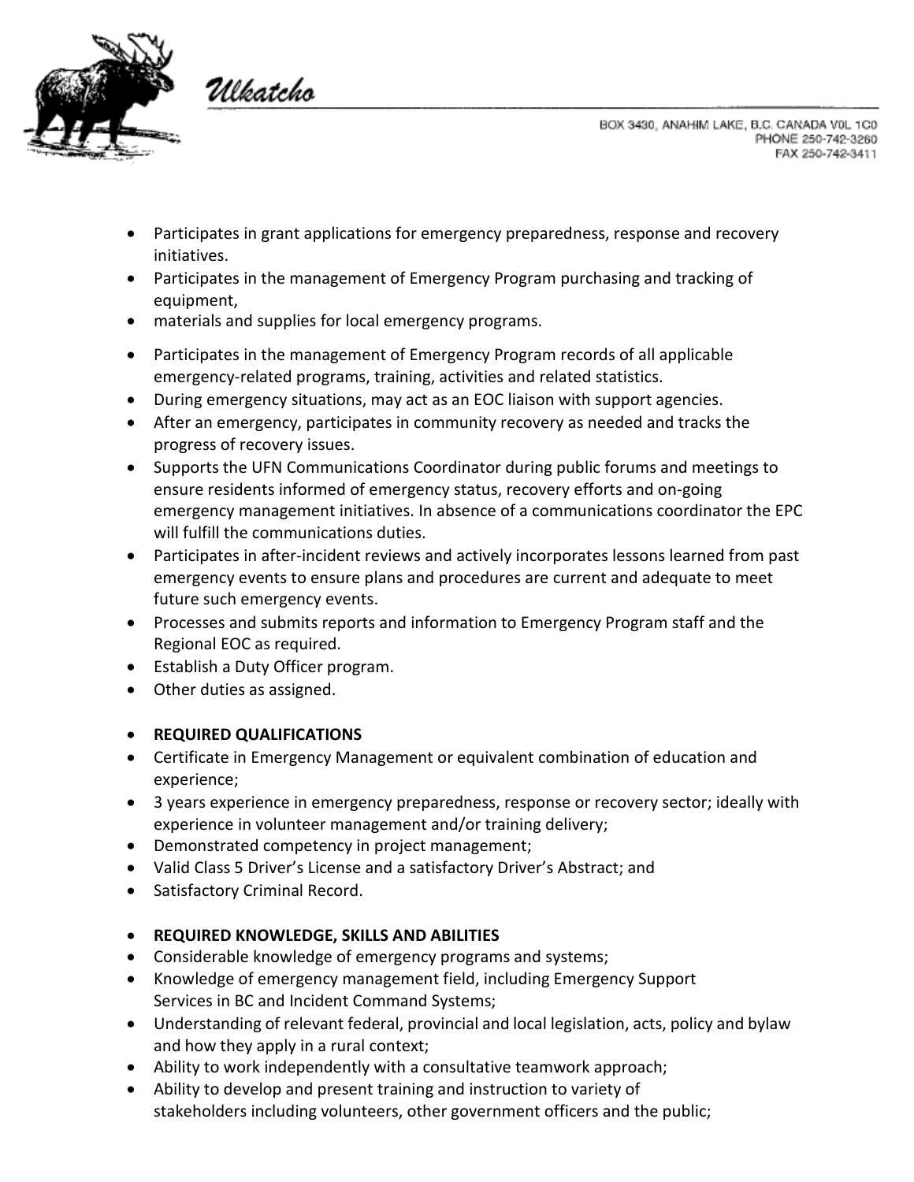- Participates in grant applications for emergency preparedness, response and recovery initiatives.
- Participates in the management of Emergency Program purchasing and tracking of equipment,
- materials and supplies for local emergency programs.
- Participates in the management of Emergency Program records of all applicable emergency-related programs, training, activities and related statistics.
- During emergency situations, may act as an EOC liaison with support agencies.
- After an emergency, participates in community recovery as needed and tracks the progress of recovery issues.
- Supports the UFN Communications Coordinator during public forums and meetings to ensure residents informed of emergency status, recovery efforts and on-going emergency management initiatives. In absence of a communications coordinator the EPC will fulfill the communications duties.
- Participates in after-incident reviews and actively incorporates lessons learned from past emergency events to ensure plans and procedures are current and adequate to meet future such emergency events.
- Processes and submits reports and information to Emergency Program staff and the Regional EOC as required.
- Establish a Duty Officer program.
- Other duties as assigned.

- **REQUIRED QUALIFICATIONS**
- Certificate in Emergency Management or equivalent combination of education and experience;
- 3 years experience in emergency preparedness, response or recovery sector; ideally with experience in volunteer management and/or training delivery;
- Demonstrated competency in project management;
- Valid Class 5 Driver's License and a satisfactory Driver's Abstract; and
- Satisfactory Criminal Record.

- **REQUIRED KNOWLEDGE, SKILLS AND ABILITIES**
- Considerable knowledge of emergency programs and systems;
- Knowledge of emergency management field, including Emergency Support Services in BC and Incident Command Systems;
- Understanding of relevant federal, provincial and local legislation, acts, policy and bylaw and how they apply in a rural context;
- Ability to work independently with a consultative teamwork approach;
- Ability to develop and present training and instruction to variety of stakeholders including volunteers, other government officers and the public;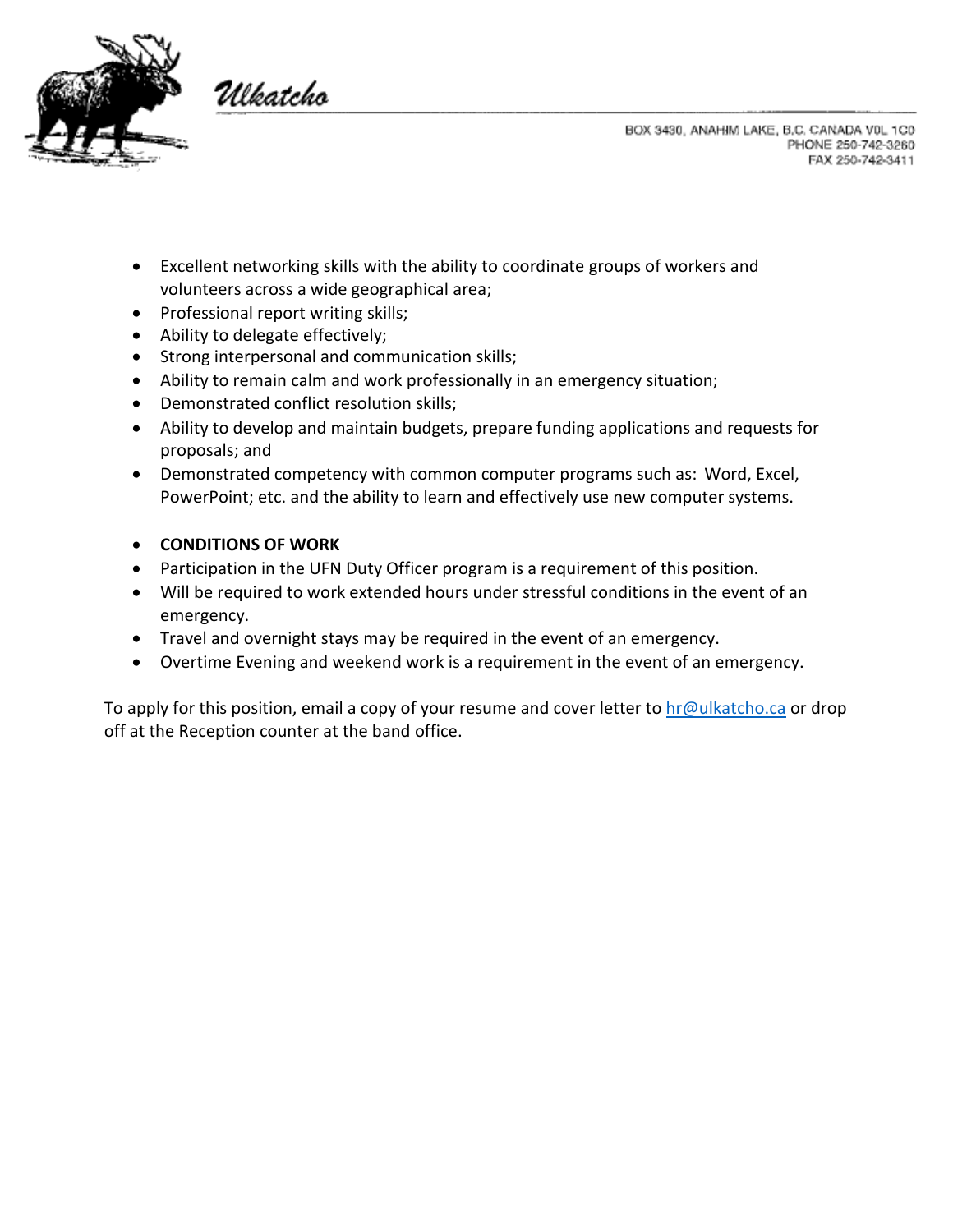Ulkatcho

BOX 3430, ANAHIM LAKE, B.C. CANADA V0L 1C0
PHONE 250-742-3260
FAX 250-742-3411

- Excellent networking skills with the ability to coordinate groups of workers and volunteers across a wide geographical area;
- Professional report writing skills;
- Ability to delegate effectively;
- Strong interpersonal and communication skills;
- Ability to remain calm and work professionally in an emergency situation;
- Demonstrated conflict resolution skills;
- Ability to develop and maintain budgets, prepare funding applications and requests for proposals; and
- Demonstrated competency with common computer programs such as: Word, Excel, PowerPoint; etc. and the ability to learn and effectively use new computer systems.

- **CONDITIONS OF WORK**
- Participation in the UFN Duty Officer program is a requirement of this position.
- Will be required to work extended hours under stressful conditions in the event of an emergency.
- Travel and overnight stays may be required in the event of an emergency.
- Overtime Evening and weekend work is a requirement in the event of an emergency.

To apply for this position, email a copy of your resume and cover letter to hr@ulkatcho.ca or drop off at the Reception counter at the band office.